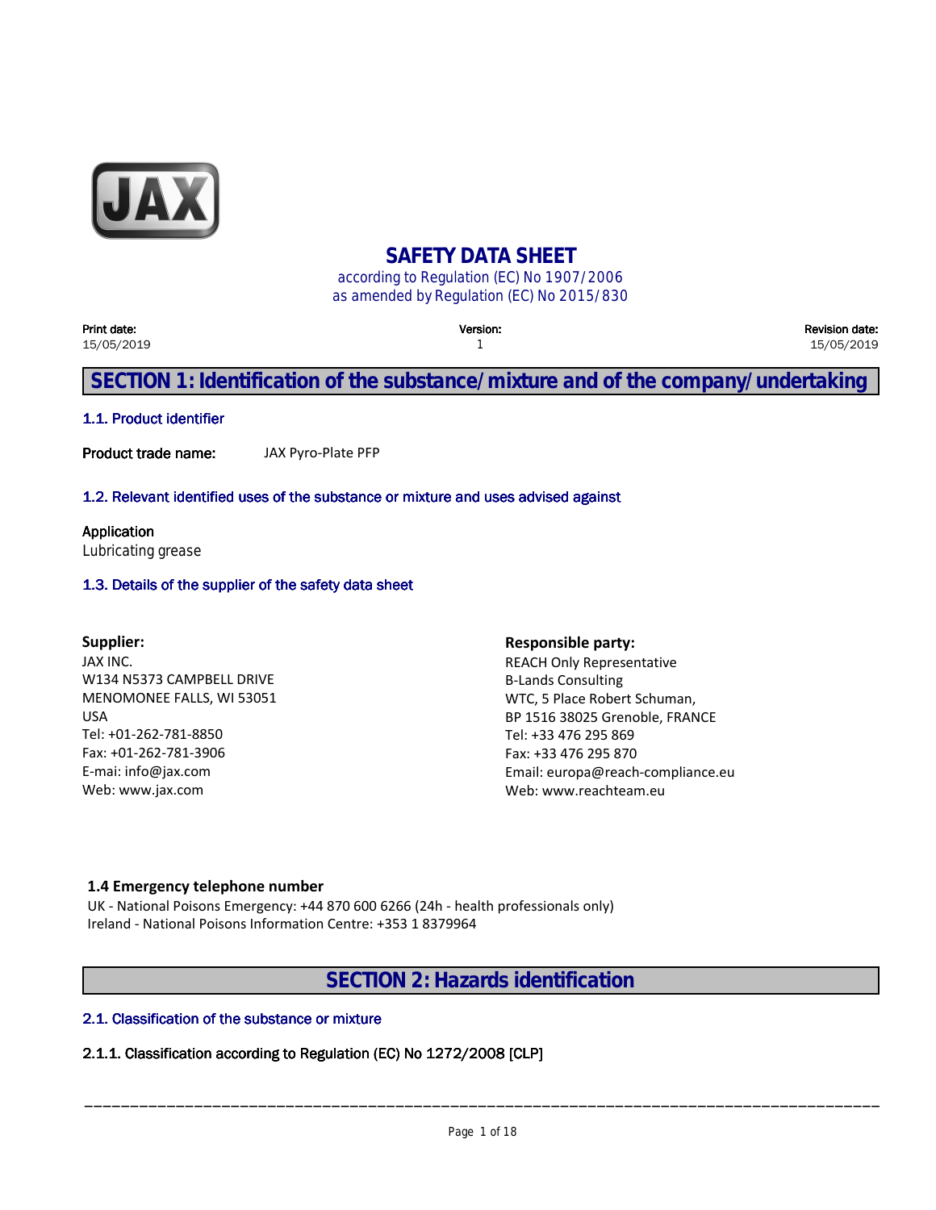# SAFETY DATA SHEET

according to Regulation (EC) No 1907/2006
as amended by Regulation (EC) No 2015/830

| Print date: | Version: | Revision date: |
|---|---|---|
| 15/05/2019 | 1 | 15/05/2019 |

## SECTION 1: Identification of the substance/mixture and of the company/undertaking

### 1.1. Product identifier

**Product trade name:** JAX Pyro-Plate PFP

### 1.2. Relevant identified uses of the substance or mixture and uses advised against

**Application**
Lubricating grease

### 1.3. Details of the supplier of the safety data sheet

**Supplier:**
JAX INC.
W134 N5373 CAMPBELL DRIVE
MENOMONEE FALLS, WI 53051
USA
Tel: +01-262-781-8850
Fax: +01-262-781-3906
E-mai: info@jax.com
Web: www.jax.com

**Responsible party:**
REACH Only Representative
B-Lands Consulting
WTC, 5 Place Robert Schuman,
BP 1516 38025 Grenoble, FRANCE
Tel: +33 476 295 869
Fax: +33 476 295 870
Email: europa@reach-compliance.eu
Web: www.reachteam.eu

### 1.4 Emergency telephone number

UK - National Poisons Emergency: +44 870 600 6266 (24h - health professionals only)
Ireland - National Poisons Information Centre: +353 1 8379964

## SECTION 2: Hazards identification

### 2.1. Classification of the substance or mixture

#### 2.1.1. Classification according to Regulation (EC) No 1272/2008 [CLP]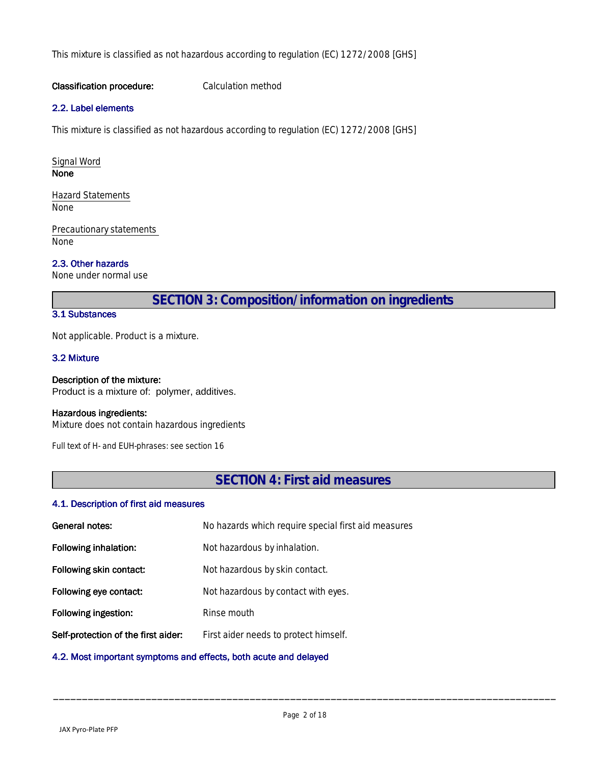This mixture is classified as not hazardous according to regulation (EC) 1272/2008 [GHS]

**Classification procedure:** Calculation method

### 2.2. Label elements

This mixture is classified as not hazardous according to regulation (EC) 1272/2008 [GHS]

Signal Word
**None**

Hazard Statements
None

Precautionary statements
None

### 2.3. Other hazards

None under normal use

## SECTION 3: Composition/information on ingredients

### 3.1 Substances

Not applicable. Product is a mixture.

### 3.2 Mixture

**Description of the mixture:**
Product is a mixture of: polymer, additives.

**Hazardous ingredients:**
Mixture does not contain hazardous ingredients

Full text of H- and EUH-phrases: see section 16

## SECTION 4: First aid measures

### 4.1. Description of first aid measures

**General notes:** No hazards which require special first aid measures

**Following inhalation:** Not hazardous by inhalation.

**Following skin contact:** Not hazardous by skin contact.

**Following eye contact:** Not hazardous by contact with eyes.

**Following ingestion:** Rinse mouth

**Self-protection of the first aider:** First aider needs to protect himself.

### 4.2. Most important symptoms and effects, both acute and delayed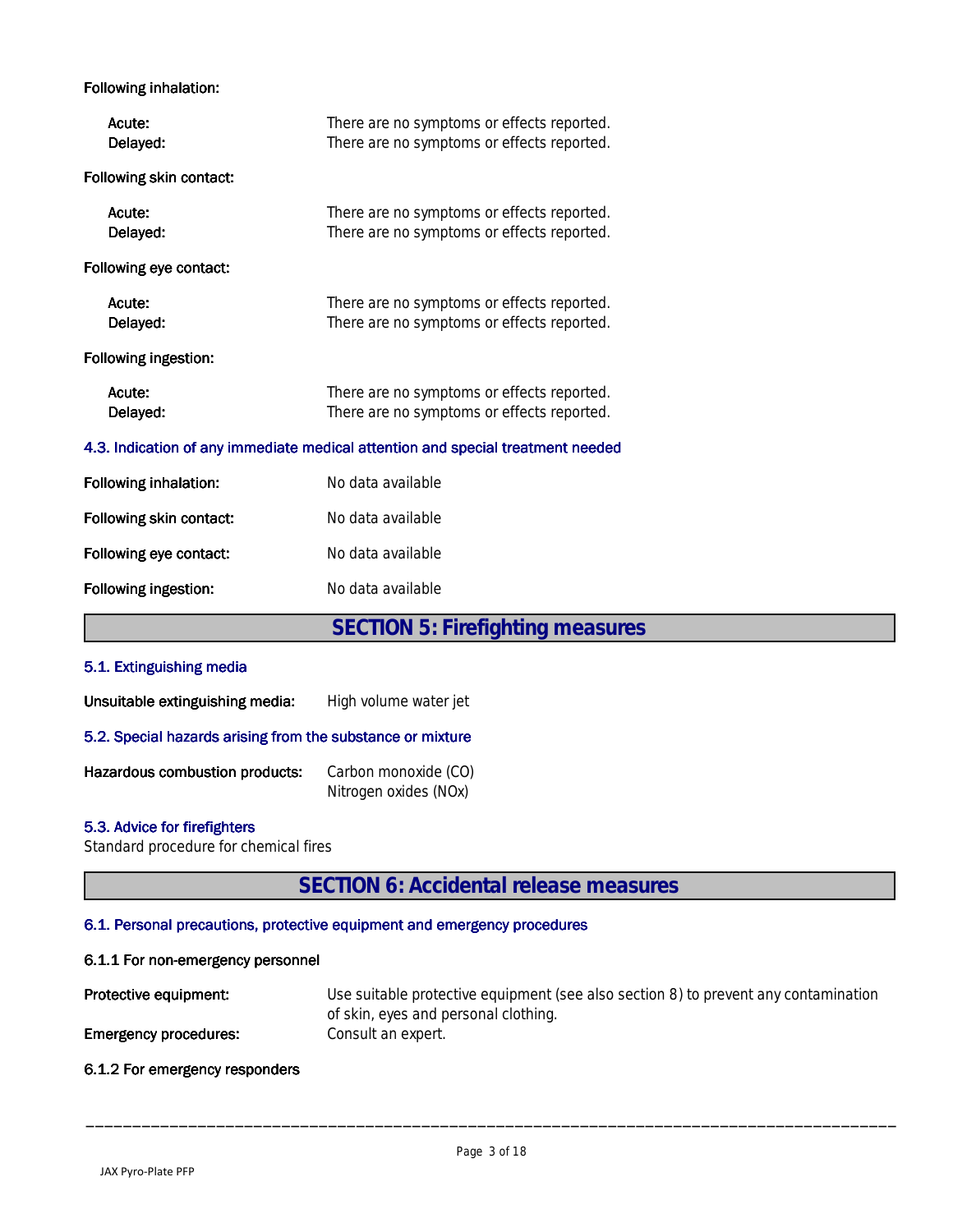Following inhalation:

| | |
|---|---|
| Acute: | There are no symptoms or effects reported. |
| Delayed: | There are no symptoms or effects reported. |

Following skin contact:

| | |
|---|---|
| Acute: | There are no symptoms or effects reported. |
| Delayed: | There are no symptoms or effects reported. |

Following eye contact:

| | |
|---|---|
| Acute: | There are no symptoms or effects reported. |
| Delayed: | There are no symptoms or effects reported. |

Following ingestion:

| | |
|---|---|
| Acute: | There are no symptoms or effects reported. |
| Delayed: | There are no symptoms or effects reported. |

### 4.3. Indication of any immediate medical attention and special treatment needed

**Following inhalation:** No data available

**Following skin contact:** No data available

**Following eye contact:** No data available

**Following ingestion:** No data available

## SECTION 5: Firefighting measures

### 5.1. Extinguishing media

**Unsuitable extinguishing media:** High volume water jet

### 5.2. Special hazards arising from the substance or mixture

**Hazardous combustion products:** Carbon monoxide (CO)
Nitrogen oxides (NOx)

### 5.3. Advice for firefighters

Standard procedure for chemical fires

## SECTION 6: Accidental release measures

### 6.1. Personal precautions, protective equipment and emergency procedures

#### 6.1.1 For non-emergency personnel

**Protective equipment:** Use suitable protective equipment (see also section 8) to prevent any contamination of skin, eyes and personal clothing.

**Emergency procedures:** Consult an expert.

#### 6.1.2 For emergency responders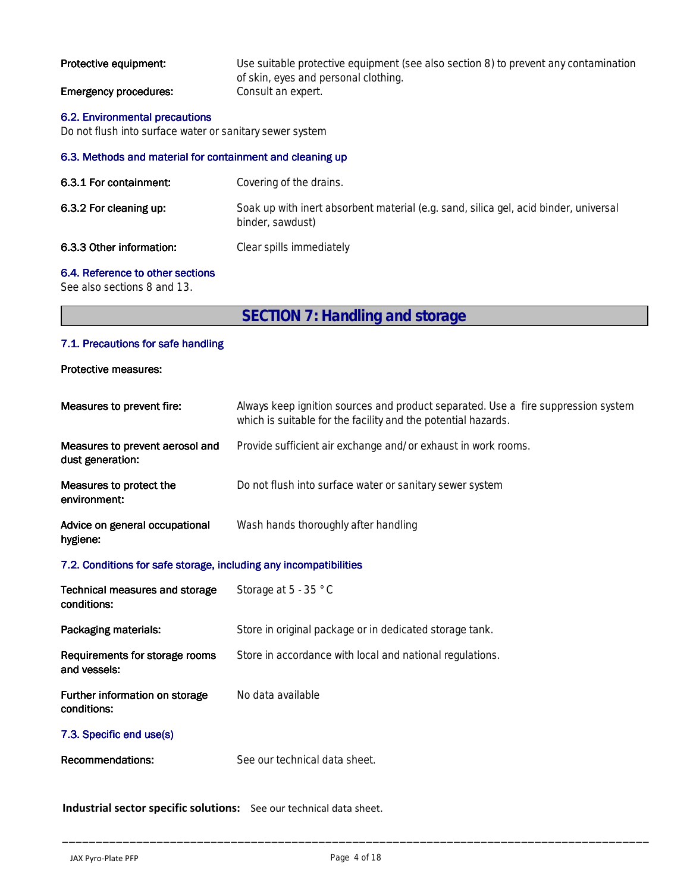**Protective equipment:** Use suitable protective equipment (see also section 8) to prevent any contamination of skin, eyes and personal clothing.

**Emergency procedures:** Consult an expert.

### 6.2. Environmental precautions

Do not flush into surface water or sanitary sewer system

### 6.3. Methods and material for containment and cleaning up

**6.3.1 For containment:** Covering of the drains.

**6.3.2 For cleaning up:** Soak up with inert absorbent material (e.g. sand, silica gel, acid binder, universal binder, sawdust)

**6.3.3 Other information:** Clear spills immediately

### 6.4. Reference to other sections

See also sections 8 and 13.

## SECTION 7: Handling and storage

### 7.1. Precautions for safe handling

**Protective measures:**

**Measures to prevent fire:** Always keep ignition sources and product separated. Use a fire suppression system which is suitable for the facility and the potential hazards.

**Measures to prevent aerosol and dust generation:** Provide sufficient air exchange and/ or exhaust in work rooms.

**Measures to protect the environment:** Do not flush into surface water or sanitary sewer system

**Advice on general occupational hygiene:** Wash hands thoroughly after handling

### 7.2. Conditions for safe storage, including any incompatibilities

**Technical measures and storage conditions:** Storage at 5 - 35 °C

**Packaging materials:** Store in original package or in dedicated storage tank.

**Requirements for storage rooms and vessels:** Store in accordance with local and national regulations.

**Further information on storage conditions:** No data available

### 7.3. Specific end use(s)

**Recommendations:** See our technical data sheet.

**Industrial sector specific solutions:** See our technical data sheet.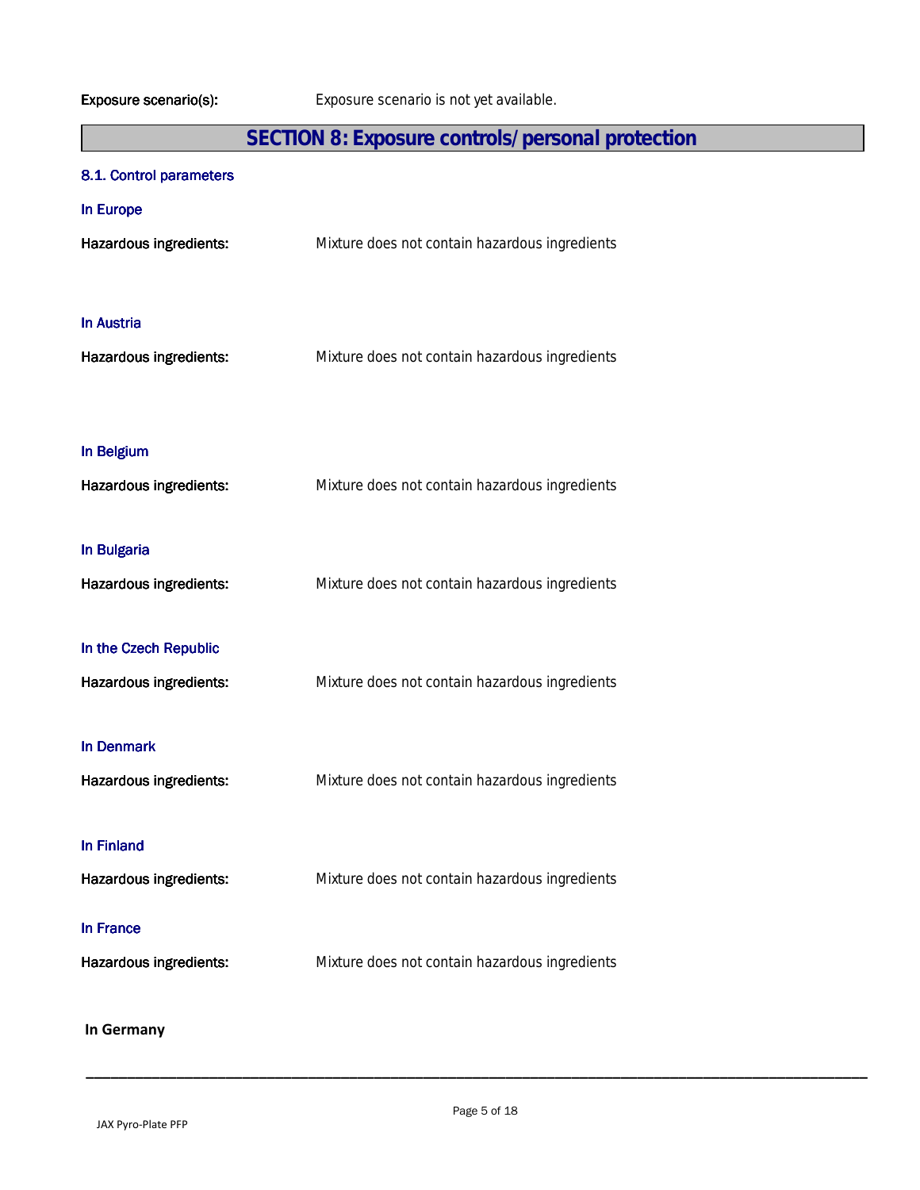**Exposure scenario(s):** Exposure scenario is not yet available.

## SECTION 8: Exposure controls/personal protection

### 8.1. Control parameters

#### In Europe

**Hazardous ingredients:** Mixture does not contain hazardous ingredients

#### In Austria

**Hazardous ingredients:** Mixture does not contain hazardous ingredients

#### In Belgium

**Hazardous ingredients:** Mixture does not contain hazardous ingredients

#### In Bulgaria

**Hazardous ingredients:** Mixture does not contain hazardous ingredients

#### In the Czech Republic

**Hazardous ingredients:** Mixture does not contain hazardous ingredients

#### In Denmark

**Hazardous ingredients:** Mixture does not contain hazardous ingredients

#### In Finland

**Hazardous ingredients:** Mixture does not contain hazardous ingredients

#### In France

**Hazardous ingredients:** Mixture does not contain hazardous ingredients

#### In Germany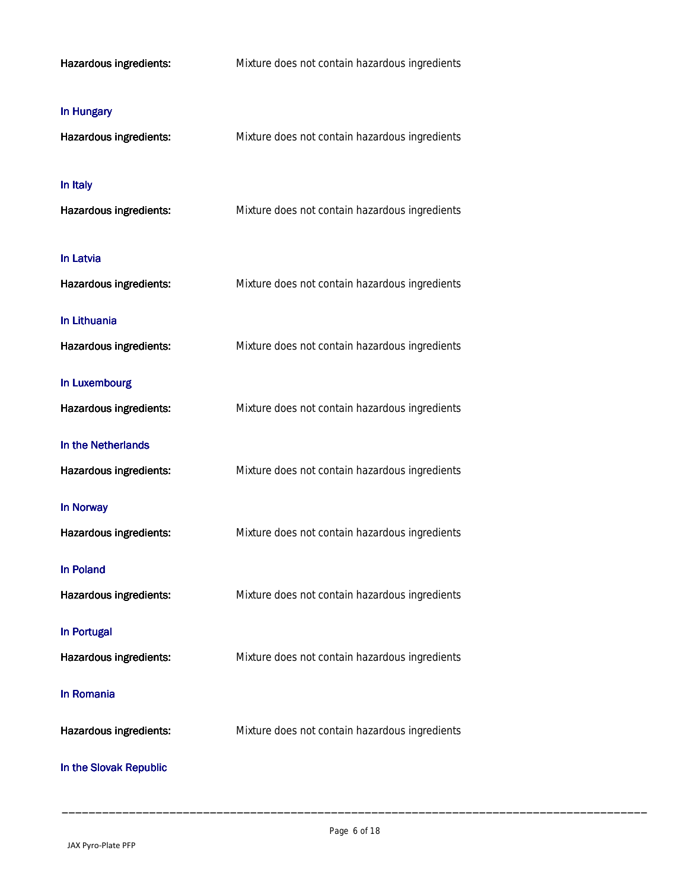**Hazardous ingredients:** Mixture does not contain hazardous ingredients

### In Hungary

**Hazardous ingredients:** Mixture does not contain hazardous ingredients

### In Italy

**Hazardous ingredients:** Mixture does not contain hazardous ingredients

### In Latvia

**Hazardous ingredients:** Mixture does not contain hazardous ingredients

### In Lithuania

**Hazardous ingredients:** Mixture does not contain hazardous ingredients

### In Luxembourg

**Hazardous ingredients:** Mixture does not contain hazardous ingredients

### In the Netherlands

**Hazardous ingredients:** Mixture does not contain hazardous ingredients

### In Norway

**Hazardous ingredients:** Mixture does not contain hazardous ingredients

### In Poland

**Hazardous ingredients:** Mixture does not contain hazardous ingredients

### In Portugal

**Hazardous ingredients:** Mixture does not contain hazardous ingredients

### In Romania

**Hazardous ingredients:** Mixture does not contain hazardous ingredients

### In the Slovak Republic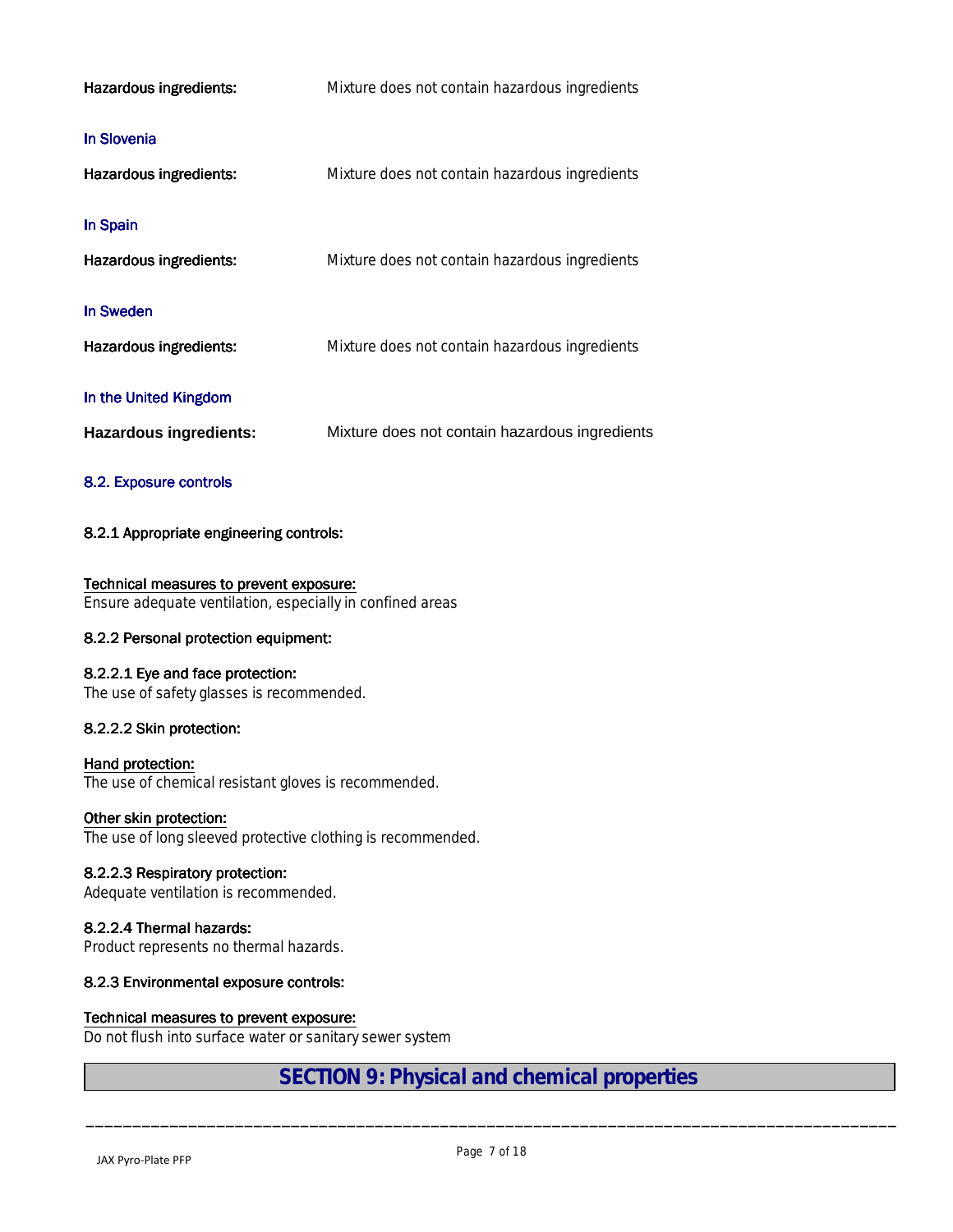**Hazardous ingredients:** Mixture does not contain hazardous ingredients

### In Slovenia

**Hazardous ingredients:** Mixture does not contain hazardous ingredients

### In Spain

**Hazardous ingredients:** Mixture does not contain hazardous ingredients

### In Sweden

**Hazardous ingredients:** Mixture does not contain hazardous ingredients

### In the United Kingdom

**Hazardous ingredients:** Mixture does not contain hazardous ingredients

## 8.2. Exposure controls

### 8.2.1 Appropriate engineering controls:

Technical measures to prevent exposure:
Ensure adequate ventilation, especially in confined areas

### 8.2.2 Personal protection equipment:

#### 8.2.2.1 Eye and face protection:

The use of safety glasses is recommended.

#### 8.2.2.2 Skin protection:

Hand protection:
The use of chemical resistant gloves is recommended.

Other skin protection:
The use of long sleeved protective clothing is recommended.

#### 8.2.2.3 Respiratory protection:

Adequate ventilation is recommended.

#### 8.2.2.4 Thermal hazards:

Product represents no thermal hazards.

### 8.2.3 Environmental exposure controls:

Technical measures to prevent exposure:
Do not flush into surface water or sanitary sewer system

# SECTION 9: Physical and chemical properties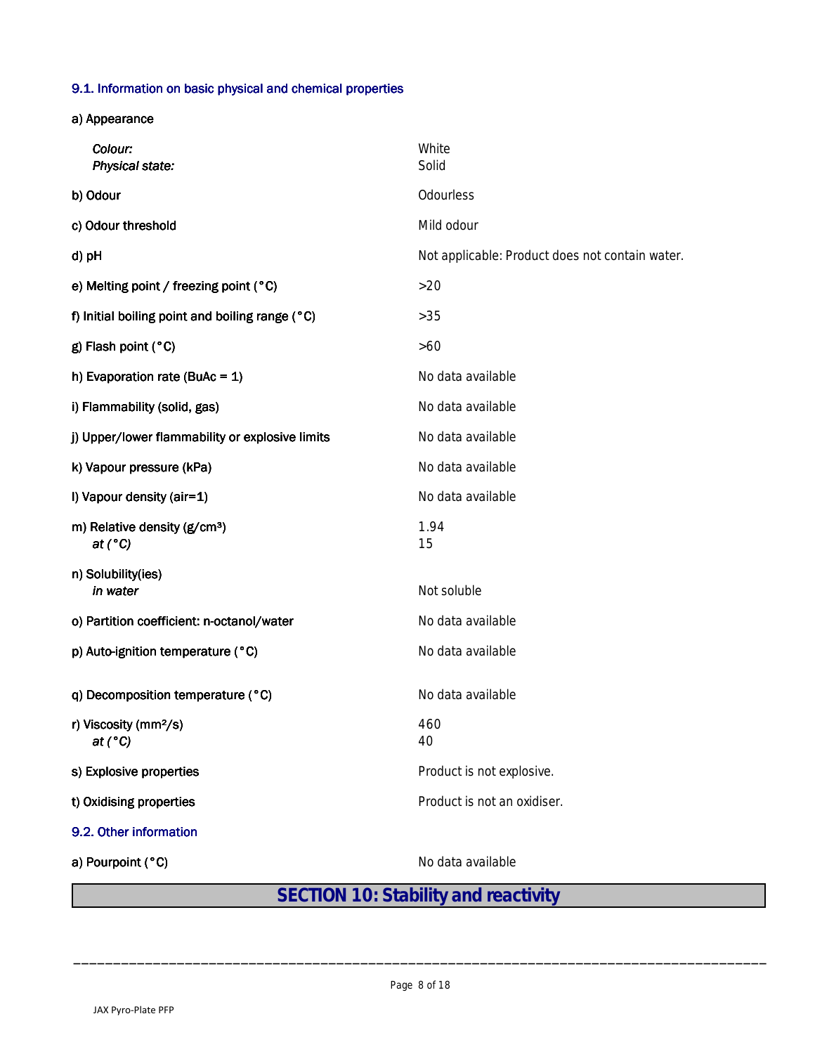### 9.1. Information on basic physical and chemical properties

| Property | Value |
|---|---|
| a) Appearance | |
| *Colour:* | White |
| *Physical state:* | Solid |
| b) Odour | Odourless |
| c) Odour threshold | Mild odour |
| d) pH | Not applicable: Product does not contain water. |
| e) Melting point / freezing point (°C) | >20 |
| f) Initial boiling point and boiling range (°C) | >35 |
| g) Flash point (°C) | >60 |
| h) Evaporation rate (BuAc = 1) | No data available |
| i) Flammability (solid, gas) | No data available |
| j) Upper/lower flammability or explosive limits | No data available |
| k) Vapour pressure (kPa) | No data available |
| l) Vapour density (air=1) | No data available |
| m) Relative density (g/cm³) | 1.94 |
| *at (°C)* | 15 |
| n) Solubility(ies) | |
| *in water* | Not soluble |
| o) Partition coefficient: n-octanol/water | No data available |
| p) Auto-ignition temperature (°C) | No data available |
| q) Decomposition temperature (°C) | No data available |
| r) Viscosity (mm²/s) | 460 |
| *at (°C)* | 40 |
| s) Explosive properties | Product is not explosive. |
| t) Oxidising properties | Product is not an oxidiser. |

### 9.2. Other information

| Property | Value |
|---|---|
| a) Pourpoint (°C) | No data available |

## SECTION 10: Stability and reactivity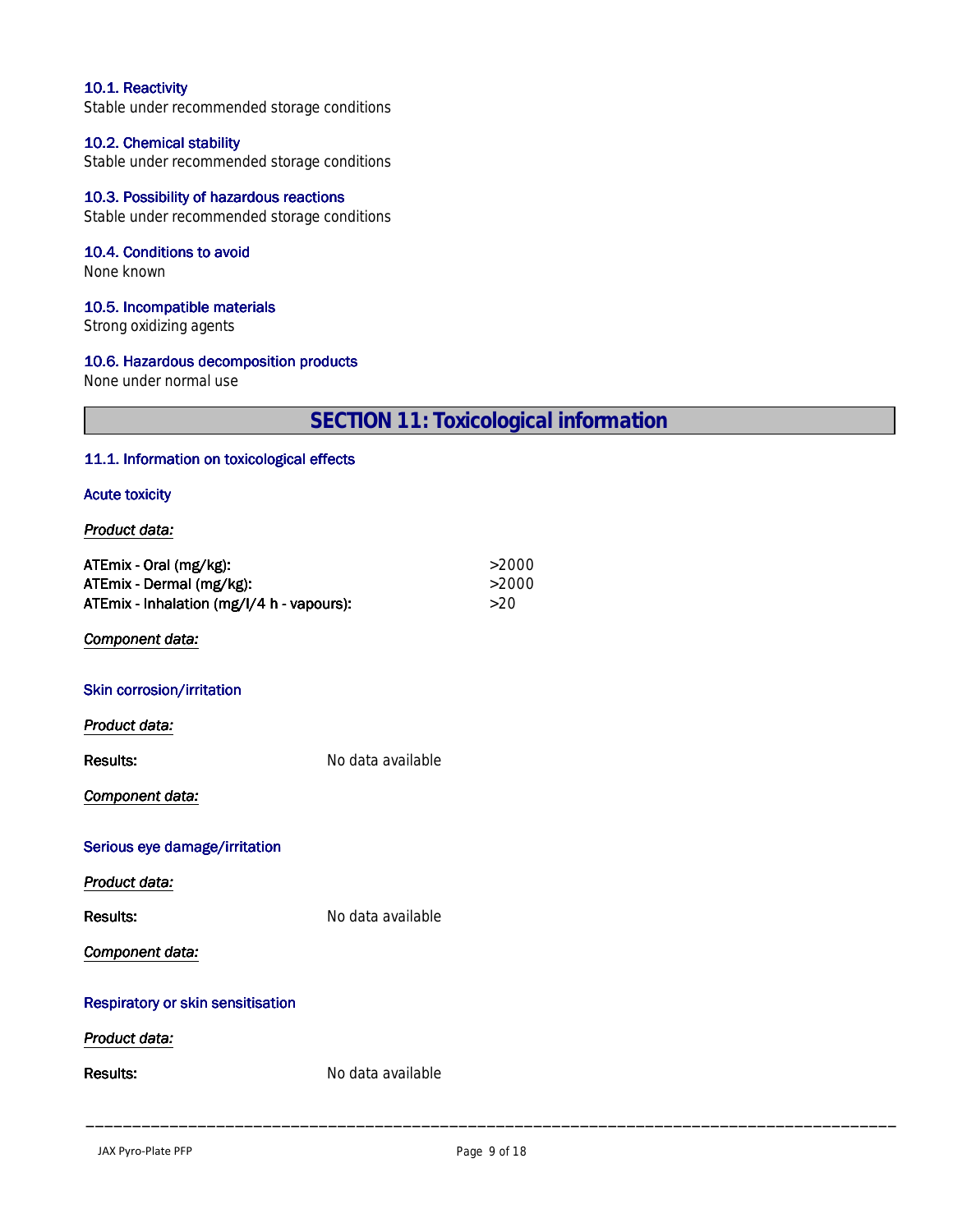### 10.1. Reactivity

Stable under recommended storage conditions

### 10.2. Chemical stability

Stable under recommended storage conditions

### 10.3. Possibility of hazardous reactions

Stable under recommended storage conditions

### 10.4. Conditions to avoid

None known

### 10.5. Incompatible materials

Strong oxidizing agents

### 10.6. Hazardous decomposition products

None under normal use

## SECTION 11: Toxicological information

### 11.1. Information on toxicological effects

#### Acute toxicity

*Product data:*

| | |
|---|---|
| **ATEmix - Oral (mg/kg):** | >2000 |
| **ATEmix - Dermal (mg/kg):** | >2000 |
| **ATEmix - Inhalation (mg/l/4 h - vapours):** | >20 |

*Component data:*

#### Skin corrosion/irritation

*Product data:*

**Results:** No data available

*Component data:*

#### Serious eye damage/irritation

*Product data:*

**Results:** No data available

*Component data:*

#### Respiratory or skin sensitisation

*Product data:*

**Results:** No data available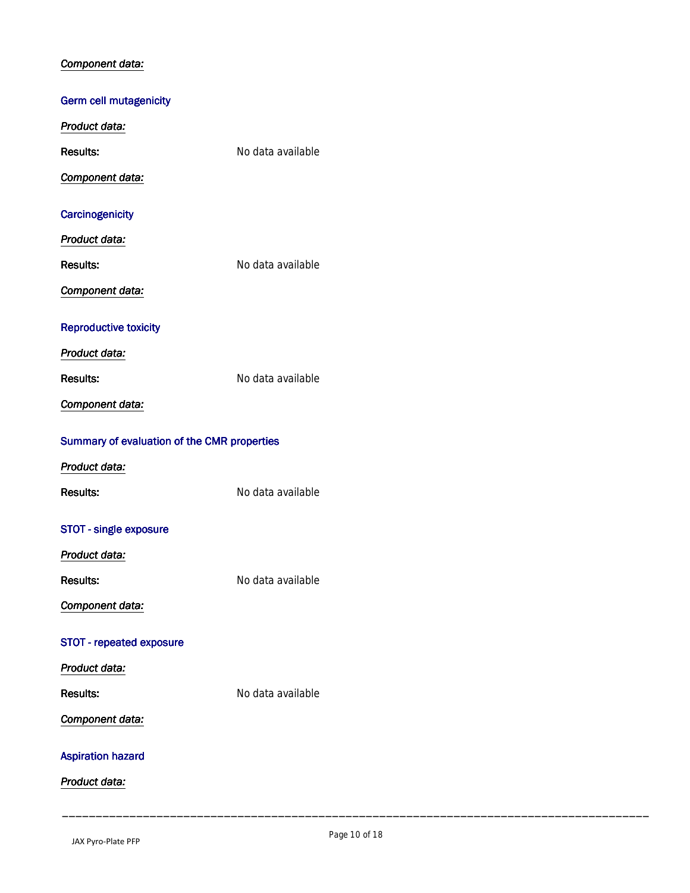*Component data:*

### Germ cell mutagenicity

*Product data:*

**Results:** No data available

*Component data:*

### Carcinogenicity

*Product data:*

**Results:** No data available

*Component data:*

### Reproductive toxicity

*Product data:*

**Results:** No data available

*Component data:*

### Summary of evaluation of the CMR properties

*Product data:*

**Results:** No data available

### STOT - single exposure

*Product data:*

**Results:** No data available

*Component data:*

### STOT - repeated exposure

*Product data:*

**Results:** No data available

*Component data:*

### Aspiration hazard

*Product data:*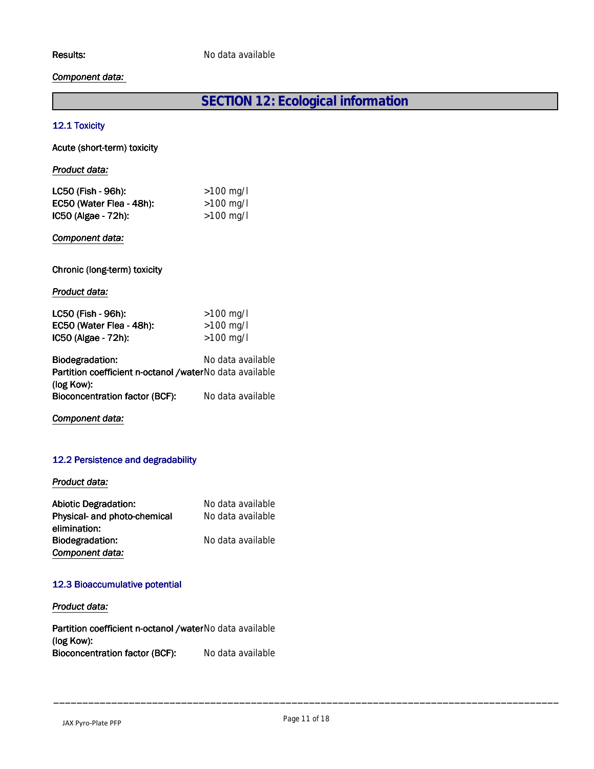Results: No data available

*Component data:*

## SECTION 12: Ecological information

### 12.1 Toxicity

Acute (short-term) toxicity

*Product data:*

| | |
|---|---|
| LC50 (Fish - 96h): | >100 mg/l |
| EC50 (Water Flea - 48h): | >100 mg/l |
| IC50 (Algae - 72h): | >100 mg/l |

*Component data:*

Chronic (long-term) toxicity

*Product data:*

| | |
|---|---|
| LC50 (Fish - 96h): | >100 mg/l |
| EC50 (Water Flea - 48h): | >100 mg/l |
| IC50 (Algae - 72h): | >100 mg/l |

| | |
|---|---|
| Biodegradation: | No data available |
| Partition coefficient n-octanol /water (log Kow): | No data available |
| Bioconcentration factor (BCF): | No data available |

*Component data:*

### 12.2 Persistence and degradability

*Product data:*

| | |
|---|---|
| Abiotic Degradation: | No data available |
| Physical- and photo-chemical elimination: | No data available |
| Biodegradation: | No data available |

*Component data:*

### 12.3 Bioaccumulative potential

*Product data:*

| | |
|---|---|
| Partition coefficient n-octanol /water (log Kow): | No data available |
| Bioconcentration factor (BCF): | No data available |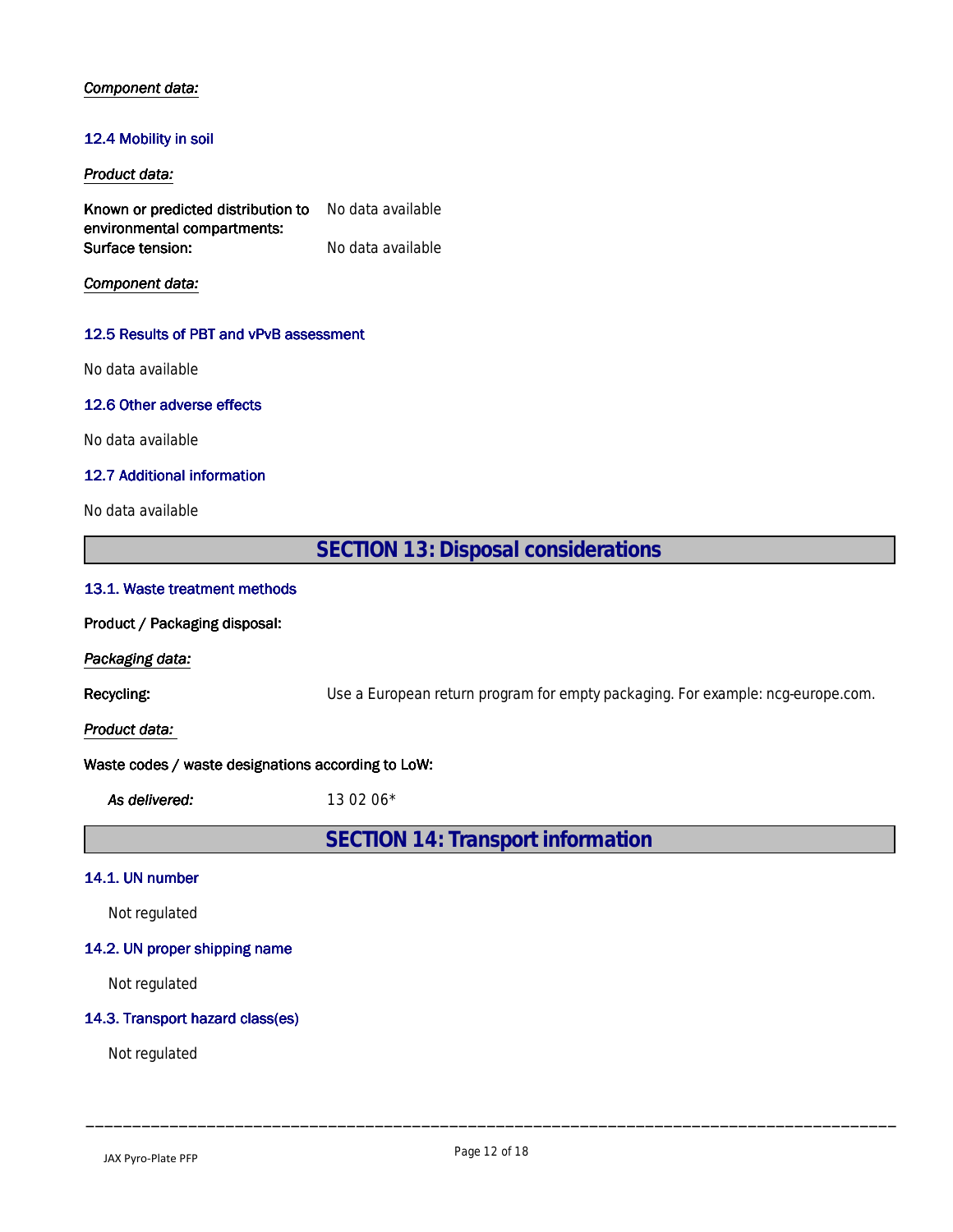*Component data:*

### 12.4 Mobility in soil

*Product data:*

| | |
|---|---|
| **Known or predicted distribution to environmental compartments:** | No data available |
| **Surface tension:** | No data available |

*Component data:*

### 12.5 Results of PBT and vPvB assessment

No data available

### 12.6 Other adverse effects

No data available

### 12.7 Additional information

No data available

## SECTION 13: Disposal considerations

### 13.1. Waste treatment methods

**Product / Packaging disposal:**

*Packaging data:*

**Recycling:** Use a European return program for empty packaging. For example: ncg-europe.com.

*Product data:*

**Waste codes / waste designations according to LoW:**

*As delivered:* 13 02 06*

## SECTION 14: Transport information

### 14.1. UN number

Not regulated

### 14.2. UN proper shipping name

Not regulated

### 14.3. Transport hazard class(es)

Not regulated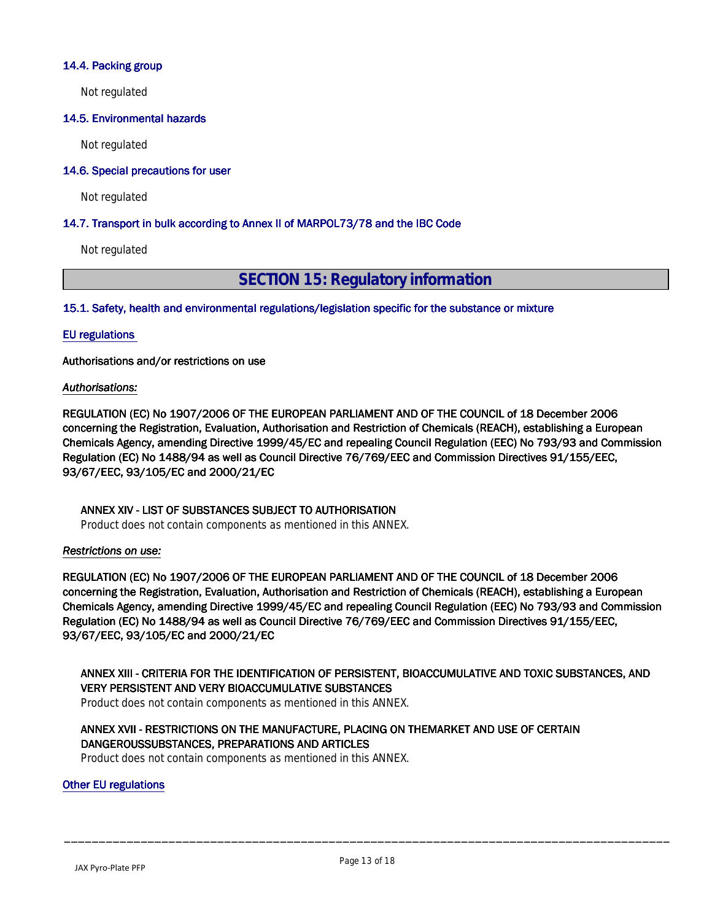### 14.4. Packing group

Not regulated

### 14.5. Environmental hazards

Not regulated

### 14.6. Special precautions for user

Not regulated

### 14.7. Transport in bulk according to Annex II of MARPOL73/78 and the IBC Code

Not regulated

## SECTION 15: Regulatory information

### 15.1. Safety, health and environmental regulations/legislation specific for the substance or mixture

#### EU regulations

Authorisations and/or restrictions on use

*Authorisations:*

REGULATION (EC) No 1907/2006 OF THE EUROPEAN PARLIAMENT AND OF THE COUNCIL of 18 December 2006 concerning the Registration, Evaluation, Authorisation and Restriction of Chemicals (REACH), establishing a European Chemicals Agency, amending Directive 1999/45/EC and repealing Council Regulation (EEC) No 793/93 and Commission Regulation (EC) No 1488/94 as well as Council Directive 76/769/EEC and Commission Directives 91/155/EEC, 93/67/EEC, 93/105/EC and 2000/21/EC

ANNEX XIV - LIST OF SUBSTANCES SUBJECT TO AUTHORISATION
Product does not contain components as mentioned in this ANNEX.

*Restrictions on use:*

REGULATION (EC) No 1907/2006 OF THE EUROPEAN PARLIAMENT AND OF THE COUNCIL of 18 December 2006 concerning the Registration, Evaluation, Authorisation and Restriction of Chemicals (REACH), establishing a European Chemicals Agency, amending Directive 1999/45/EC and repealing Council Regulation (EEC) No 793/93 and Commission Regulation (EC) No 1488/94 as well as Council Directive 76/769/EEC and Commission Directives 91/155/EEC, 93/67/EEC, 93/105/EC and 2000/21/EC

ANNEX XIII - CRITERIA FOR THE IDENTIFICATION OF PERSISTENT, BIOACCUMULATIVE AND TOXIC SUBSTANCES, AND VERY PERSISTENT AND VERY BIOACCUMULATIVE SUBSTANCES
Product does not contain components as mentioned in this ANNEX.

ANNEX XVII - RESTRICTIONS ON THE MANUFACTURE, PLACING ON THEMARKET AND USE OF CERTAIN DANGEROUSSUBSTANCES, PREPARATIONS AND ARTICLES
Product does not contain components as mentioned in this ANNEX.

#### Other EU regulations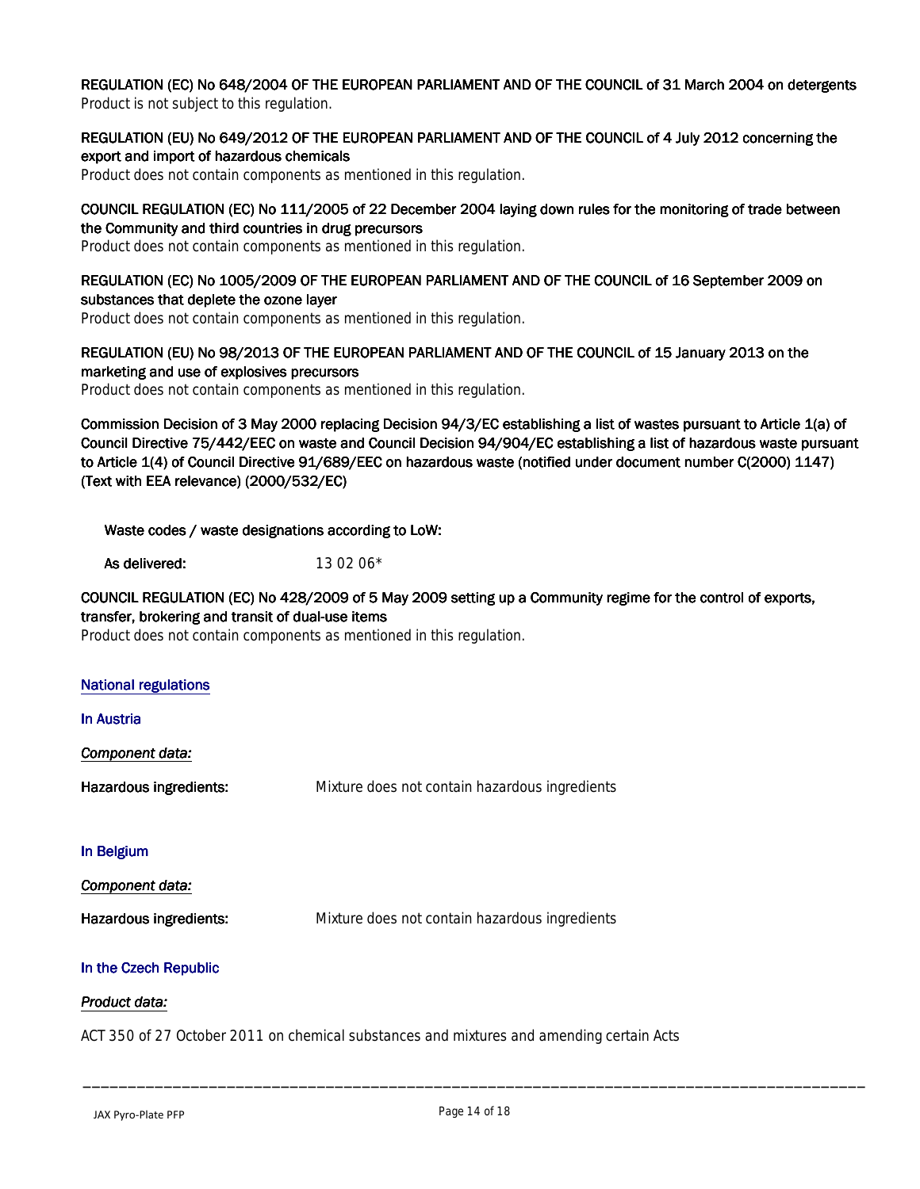**REGULATION (EC) No 648/2004 OF THE EUROPEAN PARLIAMENT AND OF THE COUNCIL of 31 March 2004 on detergents**
Product is not subject to this regulation.

**REGULATION (EU) No 649/2012 OF THE EUROPEAN PARLIAMENT AND OF THE COUNCIL of 4 July 2012 concerning the export and import of hazardous chemicals**
Product does not contain components as mentioned in this regulation.

**COUNCIL REGULATION (EC) No 111/2005 of 22 December 2004 laying down rules for the monitoring of trade between the Community and third countries in drug precursors**
Product does not contain components as mentioned in this regulation.

**REGULATION (EC) No 1005/2009 OF THE EUROPEAN PARLIAMENT AND OF THE COUNCIL of 16 September 2009 on substances that deplete the ozone layer**
Product does not contain components as mentioned in this regulation.

**REGULATION (EU) No 98/2013 OF THE EUROPEAN PARLIAMENT AND OF THE COUNCIL of 15 January 2013 on the marketing and use of explosives precursors**
Product does not contain components as mentioned in this regulation.

**Commission Decision of 3 May 2000 replacing Decision 94/3/EC establishing a list of wastes pursuant to Article 1(a) of Council Directive 75/442/EEC on waste and Council Decision 94/904/EC establishing a list of hazardous waste pursuant to Article 1(4) of Council Directive 91/689/EEC on hazardous waste (notified under document number C(2000) 1147) (Text with EEA relevance) (2000/532/EC)**

**Waste codes / waste designations according to LoW:**

**As delivered:** 13 02 06*

**COUNCIL REGULATION (EC) No 428/2009 of 5 May 2009 setting up a Community regime for the control of exports, transfer, brokering and transit of dual-use items**
Product does not contain components as mentioned in this regulation.

## National regulations

### In Austria

*Component data:*

**Hazardous ingredients:** Mixture does not contain hazardous ingredients

### In Belgium

*Component data:*

**Hazardous ingredients:** Mixture does not contain hazardous ingredients

### In the Czech Republic

*Product data:*

ACT 350 of 27 October 2011 on chemical substances and mixtures and amending certain Acts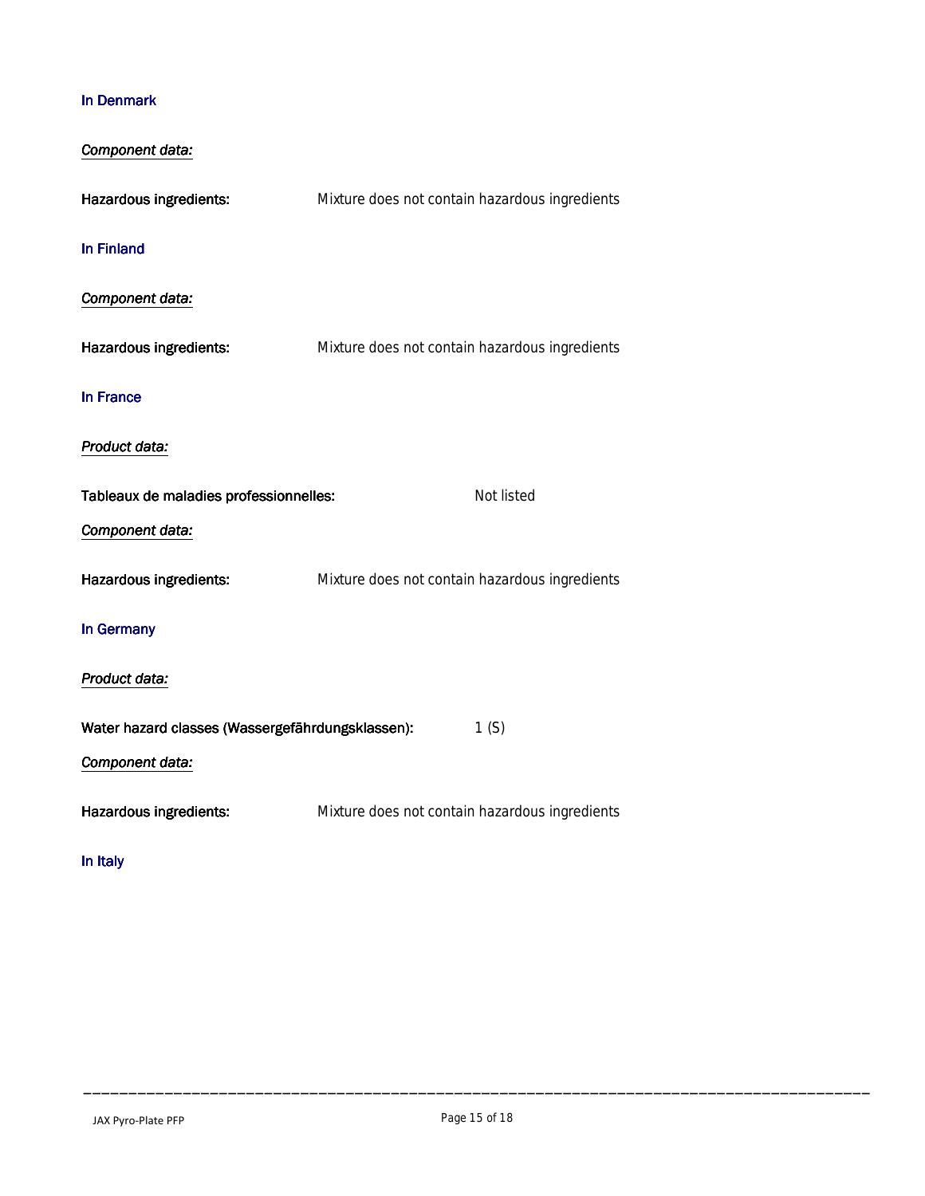### In Denmark

*Component data:*

**Hazardous ingredients:** Mixture does not contain hazardous ingredients

### In Finland

*Component data:*

**Hazardous ingredients:** Mixture does not contain hazardous ingredients

### In France

*Product data:*

**Tableaux de maladies professionnelles:** Not listed

*Component data:*

**Hazardous ingredients:** Mixture does not contain hazardous ingredients

### In Germany

*Product data:*

**Water hazard classes (Wassergefährdungsklassen):** 1 (S)

*Component data:*

**Hazardous ingredients:** Mixture does not contain hazardous ingredients

### In Italy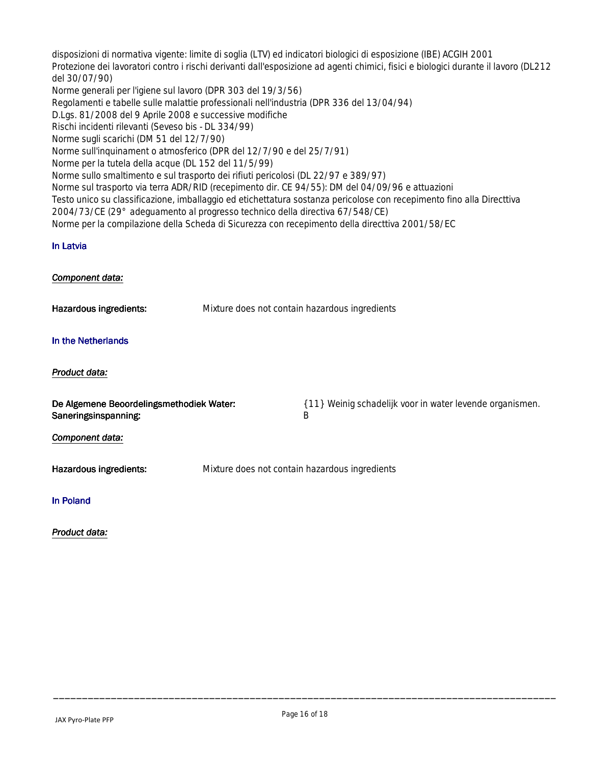disposizioni di normativa vigente: limite di soglia (LTV) ed indicatori biologici di esposizione (IBE) ACGIH 2001
Protezione dei lavoratori contro i rischi derivanti dall'esposizione ad agenti chimici, fisici e biologici durante il lavoro (DL212 del 30/07/90)
Norme generali per l'igiene sul lavoro (DPR 303 del 19/3/56)
Regolamenti e tabelle sulle malattie professionali nell'industria (DPR 336 del 13/04/94)
D.Lgs. 81/2008 del 9 Aprile 2008 e successive modifiche
Rischi incidenti rilevanti (Seveso bis - DL 334/99)
Norme sugli scarichi (DM 51 del 12/7/90)
Norme sull'inquinament o atmosferico (DPR del 12/7/90 e del 25/7/91)
Norme per la tutela della acque (DL 152 del 11/5/99)
Norme sullo smaltimento e sul trasporto dei rifiuti pericolosi (DL 22/97 e 389/97)
Norme sul trasporto via terra ADR/RID (recepimento dir. CE 94/55): DM del 04/09/96 e attuazioni
Testo unico su classificazione, imballaggio ed etichettatura sostanza pericolose con recepimento fino alla Directtiva 2004/73/CE (29° adeguamento al progresso technico della directiva 67/548/CE)
Norme per la compilazione della Scheda di Sicurezza con recepimento della directtiva 2001/58/EC

### In Latvia

*Component data:*

**Hazardous ingredients:** Mixture does not contain hazardous ingredients

### In the Netherlands

*Product data:*

**De Algemene Beoordelingsmethodiek Water:** {11} Weinig schadelijk voor in water levende organismen.
**Saneringsinspanning:** B

*Component data:*

**Hazardous ingredients:** Mixture does not contain hazardous ingredients

### In Poland

*Product data:*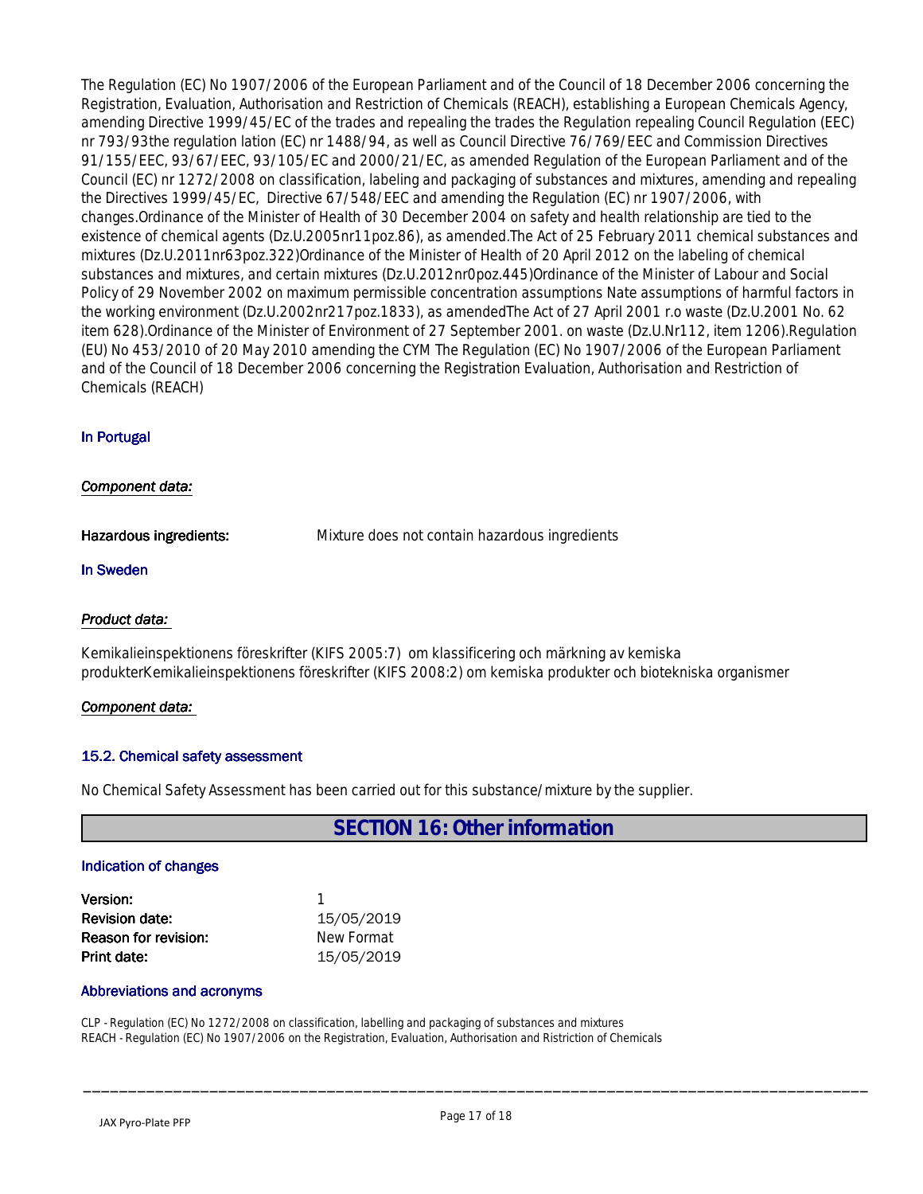The Regulation (EC) No 1907/2006 of the European Parliament and of the Council of 18 December 2006 concerning the Registration, Evaluation, Authorisation and Restriction of Chemicals (REACH), establishing a European Chemicals Agency, amending Directive 1999/45/EC of the trades and repealing the trades the Regulation repealing Council Regulation (EEC) nr 793/93the regulation lation (EC) nr 1488/94, as well as Council Directive 76/769/EEC and Commission Directives 91/155/EEC, 93/67/EEC, 93/105/EC and 2000/21/EC, as amended Regulation of the European Parliament and of the Council (EC) nr 1272/2008 on classification, labeling and packaging of substances and mixtures, amending and repealing the Directives 1999/45/EC, Directive 67/548/EEC and amending the Regulation (EC) nr 1907/2006, with changes.Ordinance of the Minister of Health of 30 December 2004 on safety and health relationship are tied to the existence of chemical agents (Dz.U.2005nr11poz.86), as amended.The Act of 25 February 2011 chemical substances and mixtures (Dz.U.2011nr63poz.322)Ordinance of the Minister of Health of 20 April 2012 on the labeling of chemical substances and mixtures, and certain mixtures (Dz.U.2012nr0poz.445)Ordinance of the Minister of Labour and Social Policy of 29 November 2002 on maximum permissible concentration assumptions Nate assumptions of harmful factors in the working environment (Dz.U.2002nr217poz.1833), as amendedThe Act of 27 April 2001 r.o waste (Dz.U.2001 No. 62 item 628).Ordinance of the Minister of Environment of 27 September 2001. on waste (Dz.U.Nr112, item 1206).Regulation (EU) No 453/2010 of 20 May 2010 amending the CYM The Regulation (EC) No 1907/2006 of the European Parliament and of the Council of 18 December 2006 concerning the Registration Evaluation, Authorisation and Restriction of Chemicals (REACH)

### In Portugal

*Component data:*

**Hazardous ingredients:** Mixture does not contain hazardous ingredients

### In Sweden

*Product data:*

Kemikalieinspektionens föreskrifter (KIFS 2005:7) om klassificering och märkning av kemiska produkterKemikalieinspektionens föreskrifter (KIFS 2008:2) om kemiska produkter och biotekniska organismer

*Component data:*

### 15.2. Chemical safety assessment

No Chemical Safety Assessment has been carried out for this substance/mixture by the supplier.

## SECTION 16: Other information

### Indication of changes

**Version:** 1
**Revision date:** 15/05/2019
**Reason for revision:** New Format
**Print date:** 15/05/2019

### Abbreviations and acronyms

CLP - Regulation (EC) No 1272/2008 on classification, labelling and packaging of substances and mixtures
REACH - Regulation (EC) No 1907/2006 on the Registration, Evaluation, Authorisation and Ristriction of Chemicals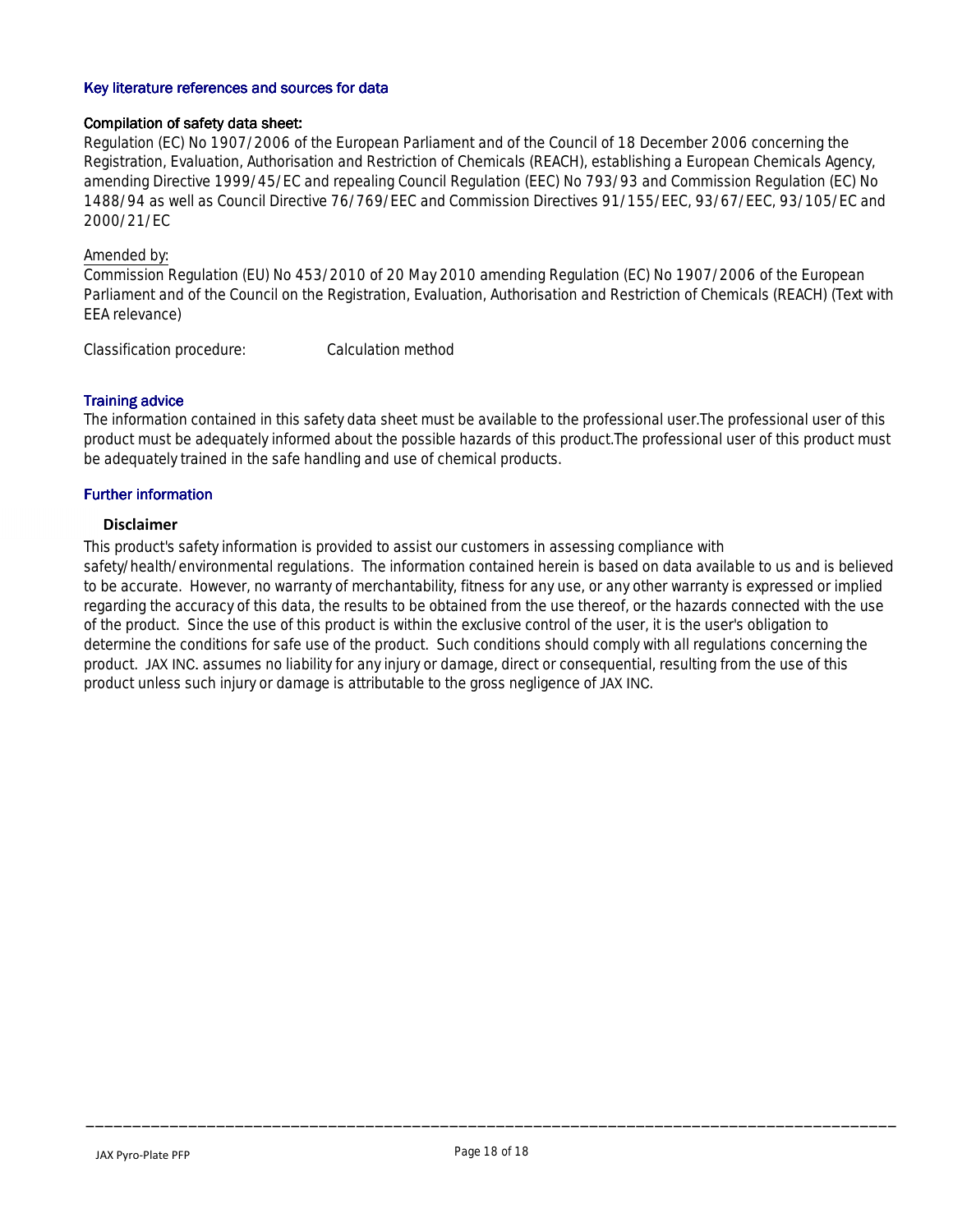## Key literature references and sources for data

### Compilation of safety data sheet:

Regulation (EC) No 1907/2006 of the European Parliament and of the Council of 18 December 2006 concerning the Registration, Evaluation, Authorisation and Restriction of Chemicals (REACH), establishing a European Chemicals Agency, amending Directive 1999/45/EC and repealing Council Regulation (EEC) No 793/93 and Commission Regulation (EC) No 1488/94 as well as Council Directive 76/769/EEC and Commission Directives 91/155/EEC, 93/67/EEC, 93/105/EC and 2000/21/EC

Amended by:

Commission Regulation (EU) No 453/2010 of 20 May 2010 amending Regulation (EC) No 1907/2006 of the European Parliament and of the Council on the Registration, Evaluation, Authorisation and Restriction of Chemicals (REACH) (Text with EEA relevance)

Classification procedure: Calculation method

## Training advice

The information contained in this safety data sheet must be available to the professional user.The professional user of this product must be adequately informed about the possible hazards of this product.The professional user of this product must be adequately trained in the safe handling and use of chemical products.

## Further information

**Disclaimer**

This product's safety information is provided to assist our customers in assessing compliance with safety/health/environmental regulations. The information contained herein is based on data available to us and is believed to be accurate. However, no warranty of merchantability, fitness for any use, or any other warranty is expressed or implied regarding the accuracy of this data, the results to be obtained from the use thereof, or the hazards connected with the use of the product. Since the use of this product is within the exclusive control of the user, it is the user's obligation to determine the conditions for safe use of the product. Such conditions should comply with all regulations concerning the product. JAX INC. assumes no liability for any injury or damage, direct or consequential, resulting from the use of this product unless such injury or damage is attributable to the gross negligence of JAX INC.